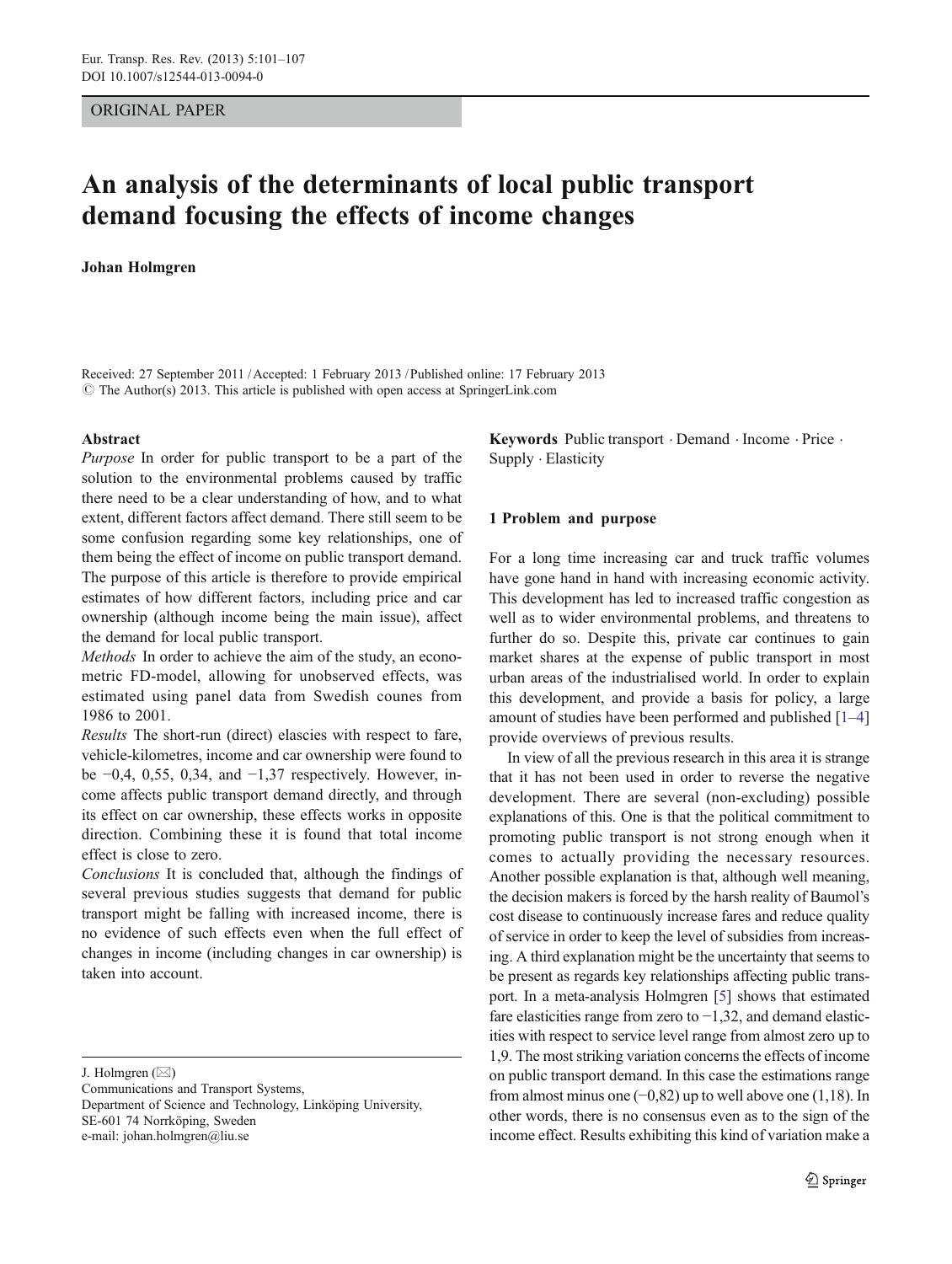ORIGINAL PAPER

# An analysis of the determinants of local public transport demand focusing the effects of income changes

**Johan Holmgren**

Received: 27 September 2011 / Accepted: 1 February 2013 / Published online: 17 February 2013
© The Author(s) 2013. This article is published with open access at SpringerLink.com

**Abstract**

*Purpose* In order for public transport to be a part of the solution to the environmental problems caused by traffic there need to be a clear understanding of how, and to what extent, different factors affect demand. There still seem to be some confusion regarding some key relationships, one of them being the effect of income on public transport demand. The purpose of this article is therefore to provide empirical estimates of how different factors, including price and car ownership (although income being the main issue), affect the demand for local public transport.

*Methods* In order to achieve the aim of the study, an econometric FD-model, allowing for unobserved effects, was estimated using panel data from Swedish counes from 1986 to 2001.

*Results* The short-run (direct) elascies with respect to fare, vehicle-kilometres, income and car ownership were found to be −0,4, 0,55, 0,34, and −1,37 respectively. However, income affects public transport demand directly, and through its effect on car ownership, these effects works in opposite direction. Combining these it is found that total income effect is close to zero.

*Conclusions* It is concluded that, although the findings of several previous studies suggests that demand for public transport might be falling with increased income, there is no evidence of such effects even when the full effect of changes in income (including changes in car ownership) is taken into account.

**Keywords** Public transport · Demand · Income · Price · Supply · Elasticity

J. Holmgren (✉)
Communications and Transport Systems,
Department of Science and Technology, Linköping University,
SE-601 74 Norrköping, Sweden
e-mail: johan.holmgren@liu.se

## 1 Problem and purpose

For a long time increasing car and truck traffic volumes have gone hand in hand with increasing economic activity. This development has led to increased traffic congestion as well as to wider environmental problems, and threatens to further do so. Despite this, private car continues to gain market shares at the expense of public transport in most urban areas of the industrialised world. In order to explain this development, and provide a basis for policy, a large amount of studies have been performed and published [1–4] provide overviews of previous results.

In view of all the previous research in this area it is strange that it has not been used in order to reverse the negative development. There are several (non-excluding) possible explanations of this. One is that the political commitment to promoting public transport is not strong enough when it comes to actually providing the necessary resources. Another possible explanation is that, although well meaning, the decision makers is forced by the harsh reality of Baumol's cost disease to continuously increase fares and reduce quality of service in order to keep the level of subsidies from increasing. A third explanation might be the uncertainty that seems to be present as regards key relationships affecting public transport. In a meta-analysis Holmgren [5] shows that estimated fare elasticities range from zero to −1,32, and demand elasticities with respect to service level range from almost zero up to 1,9. The most striking variation concerns the effects of income on public transport demand. In this case the estimations range from almost minus one (−0,82) up to well above one (1,18). In other words, there is no consensus even as to the sign of the income effect. Results exhibiting this kind of variation make a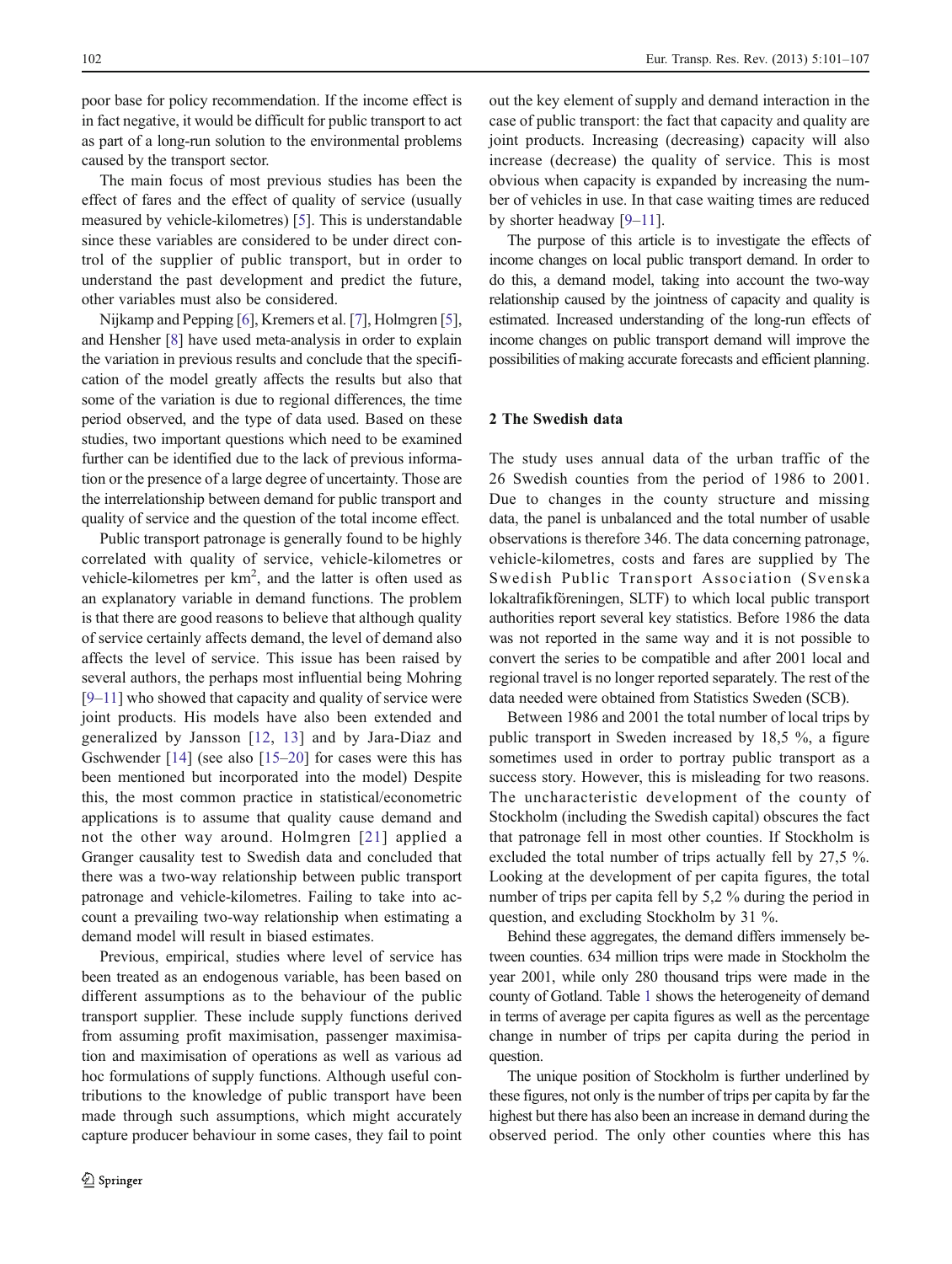poor base for policy recommendation. If the income effect is in fact negative, it would be difficult for public transport to act as part of a long-run solution to the environmental problems caused by the transport sector.

The main focus of most previous studies has been the effect of fares and the effect of quality of service (usually measured by vehicle-kilometres) [5]. This is understandable since these variables are considered to be under direct control of the supplier of public transport, but in order to understand the past development and predict the future, other variables must also be considered.

Nijkamp and Pepping [6], Kremers et al. [7], Holmgren [5], and Hensher [8] have used meta-analysis in order to explain the variation in previous results and conclude that the specification of the model greatly affects the results but also that some of the variation is due to regional differences, the time period observed, and the type of data used. Based on these studies, two important questions which need to be examined further can be identified due to the lack of previous information or the presence of a large degree of uncertainty. Those are the interrelationship between demand for public transport and quality of service and the question of the total income effect.

Public transport patronage is generally found to be highly correlated with quality of service, vehicle-kilometres or vehicle-kilometres per km$^2$, and the latter is often used as an explanatory variable in demand functions. The problem is that there are good reasons to believe that although quality of service certainly affects demand, the level of demand also affects the level of service. This issue has been raised by several authors, the perhaps most influential being Mohring [9–11] who showed that capacity and quality of service were joint products. His models have also been extended and generalized by Jansson [12, 13] and by Jara-Diaz and Gschwender [14] (see also [15–20] for cases were this has been mentioned but incorporated into the model) Despite this, the most common practice in statistical/econometric applications is to assume that quality cause demand and not the other way around. Holmgren [21] applied a Granger causality test to Swedish data and concluded that there was a two-way relationship between public transport patronage and vehicle-kilometres. Failing to take into account a prevailing two-way relationship when estimating a demand model will result in biased estimates.

Previous, empirical, studies where level of service has been treated as an endogenous variable, has been based on different assumptions as to the behaviour of the public transport supplier. These include supply functions derived from assuming profit maximisation, passenger maximisation and maximisation of operations as well as various ad hoc formulations of supply functions. Although useful contributions to the knowledge of public transport have been made through such assumptions, which might accurately capture producer behaviour in some cases, they fail to point out the key element of supply and demand interaction in the case of public transport: the fact that capacity and quality are joint products. Increasing (decreasing) capacity will also increase (decrease) the quality of service. This is most obvious when capacity is expanded by increasing the number of vehicles in use. In that case waiting times are reduced by shorter headway [9–11].

The purpose of this article is to investigate the effects of income changes on local public transport demand. In order to do this, a demand model, taking into account the two-way relationship caused by the jointness of capacity and quality is estimated. Increased understanding of the long-run effects of income changes on public transport demand will improve the possibilities of making accurate forecasts and efficient planning.

## 2 The Swedish data

The study uses annual data of the urban traffic of the 26 Swedish counties from the period of 1986 to 2001. Due to changes in the county structure and missing data, the panel is unbalanced and the total number of usable observations is therefore 346. The data concerning patronage, vehicle-kilometres, costs and fares are supplied by The Swedish Public Transport Association (Svenska lokaltrafikföreningen, SLTF) to which local public transport authorities report several key statistics. Before 1986 the data was not reported in the same way and it is not possible to convert the series to be compatible and after 2001 local and regional travel is no longer reported separately. The rest of the data needed were obtained from Statistics Sweden (SCB).

Between 1986 and 2001 the total number of local trips by public transport in Sweden increased by 18,5 %, a figure sometimes used in order to portray public transport as a success story. However, this is misleading for two reasons. The uncharacteristic development of the county of Stockholm (including the Swedish capital) obscures the fact that patronage fell in most other counties. If Stockholm is excluded the total number of trips actually fell by 27,5 %. Looking at the development of per capita figures, the total number of trips per capita fell by 5,2 % during the period in question, and excluding Stockholm by 31 %.

Behind these aggregates, the demand differs immensely between counties. 634 million trips were made in Stockholm the year 2001, while only 280 thousand trips were made in the county of Gotland. Table 1 shows the heterogeneity of demand in terms of average per capita figures as well as the percentage change in number of trips per capita during the period in question.

The unique position of Stockholm is further underlined by these figures, not only is the number of trips per capita by far the highest but there has also been an increase in demand during the observed period. The only other counties where this has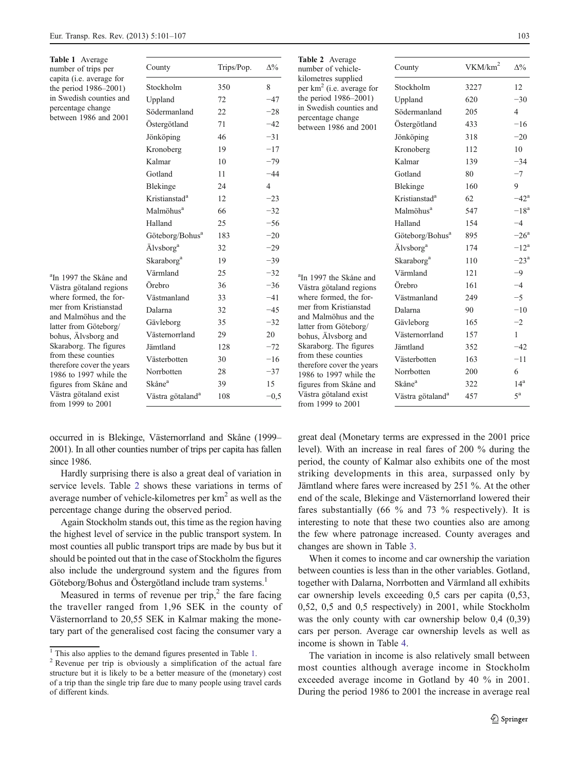**Table 1** Average number of trips per capita (i.e. average for the period 1986–2001) in Swedish counties and percentage change between 1986 and 2001

| County | Trips/Pop. | Δ% |
|---|---|---|
| Stockholm | 350 | 8 |
| Uppland | 72 | −47 |
| Södermanland | 22 | −28 |
| Östergötland | 71 | −42 |
| Jönköping | 46 | −31 |
| Kronoberg | 19 | −17 |
| Kalmar | 10 | −79 |
| Gotland | 11 | −44 |
| Blekinge | 24 | 4 |
| Kristianstad[a] | 12 | −23 |
| Malmöhus[a] | 66 | −32 |
| Halland | 25 | −56 |
| Göteborg/Bohus[a] | 183 | −20 |
| Älvsborg[a] | 32 | −29 |
| Skaraborg[a] | 19 | −39 |
| Värmland | 25 | −32 |
| Örebro | 36 | −36 |
| Västmanland | 33 | −41 |
| Dalarna | 32 | −45 |
| Gävleborg | 35 | −32 |
| Västernorrland | 29 | 20 |
| Jämtland | 128 | −72 |
| Västerbotten | 30 | −16 |
| Norrbotten | 28 | −37 |
| Skåne[a] | 39 | 15 |
| Västra götaland[a] | 108 | −0,5 |

[a] In 1997 the Skåne and Västra götaland regions where formed, the former from Kristianstad and Malmöhus and the latter from Göteborg/bohus, Älvsborg and Skaraborg. The figures from these counties therefore cover the years 1986 to 1997 while the figures from Skåne and Västra götaland exist from 1999 to 2001

**Table 2** Average number of vehicle-kilometres supplied per km$^2$ (i.e. average for the period 1986–2001) in Swedish counties and percentage change between 1986 and 2001

| County | VKM/km$^2$ | Δ% |
|---|---|---|
| Stockholm | 3227 | 12 |
| Uppland | 620 | −30 |
| Södermanland | 205 | 4 |
| Östergötland | 433 | −16 |
| Jönköping | 318 | −20 |
| Kronoberg | 112 | 10 |
| Kalmar | 139 | −34 |
| Gotland | 80 | −7 |
| Blekinge | 160 | 9 |
| Kristianstad[a] | 62 | −42[a] |
| Malmöhus[a] | 547 | −18[a] |
| Halland | 154 | −4 |
| Göteborg/Bohus[a] | 895 | −26[a] |
| Älvsborg[a] | 174 | −12[a] |
| Skaraborg[a] | 110 | −23[a] |
| Värmland | 121 | −9 |
| Örebro | 161 | −4 |
| Västmanland | 249 | −5 |
| Dalarna | 90 | −10 |
| Gävleborg | 165 | −2 |
| Västernorrland | 157 | 1 |
| Jämtland | 352 | −42 |
| Västerbotten | 163 | −11 |
| Norrbotten | 200 | 6 |
| Skåne[a] | 322 | 14[a] |
| Västra götaland[a] | 457 | 5[a] |

[a] In 1997 the Skåne and Västra götaland regions where formed, the former from Kristianstad and Malmöhus and the latter from Göteborg/bohus, Älvsborg and Skaraborg. The figures from these counties therefore cover the years 1986 to 1997 while the figures from Skåne and Västra götaland exist from 1999 to 2001

occurred in is Blekinge, Västernorrland and Skåne (1999–2001). In all other counties number of trips per capita has fallen since 1986.

Hardly surprising there is also a great deal of variation in service levels. Table 2 shows these variations in terms of average number of vehicle-kilometres per km$^2$ as well as the percentage change during the observed period.

Again Stockholm stands out, this time as the region having the highest level of service in the public transport system. In most counties all public transport trips are made by bus but it should be pointed out that in the case of Stockholm the figures also include the underground system and the figures from Göteborg/Bohus and Östergötland include tram systems.[1]

Measured in terms of revenue per trip,[2] the fare facing the traveller ranged from 1,96 SEK in the county of Västernorrland to 20,55 SEK in Kalmar making the monetary part of the generalised cost facing the consumer vary a great deal (Monetary terms are expressed in the 2001 price level). With an increase in real fares of 200 % during the period, the county of Kalmar also exhibits one of the most striking developments in this area, surpassed only by Jämtland where fares were increased by 251 %. At the other end of the scale, Blekinge and Västernorrland lowered their fares substantially (66 % and 73 % respectively). It is interesting to note that these two counties also are among the few where patronage increased. County averages and changes are shown in Table 3.

When it comes to income and car ownership the variation between counties is less than in the other variables. Gotland, together with Dalarna, Norrbotten and Värmland all exhibits car ownership levels exceeding 0,5 cars per capita (0,53, 0,52, 0,5 and 0,5 respectively) in 2001, while Stockholm was the only county with car ownership below 0,4 (0,39) cars per person. Average car ownership levels as well as income is shown in Table 4.

The variation in income is also relatively small between most counties although average income in Stockholm exceeded average income in Gotland by 40 % in 2001. During the period 1986 to 2001 the increase in average real

[1] This also applies to the demand figures presented in Table 1.

[2] Revenue per trip is obviously a simplification of the actual fare structure but it is likely to be a better measure of the (monetary) cost of a trip than the single trip fare due to many people using travel cards of different kinds.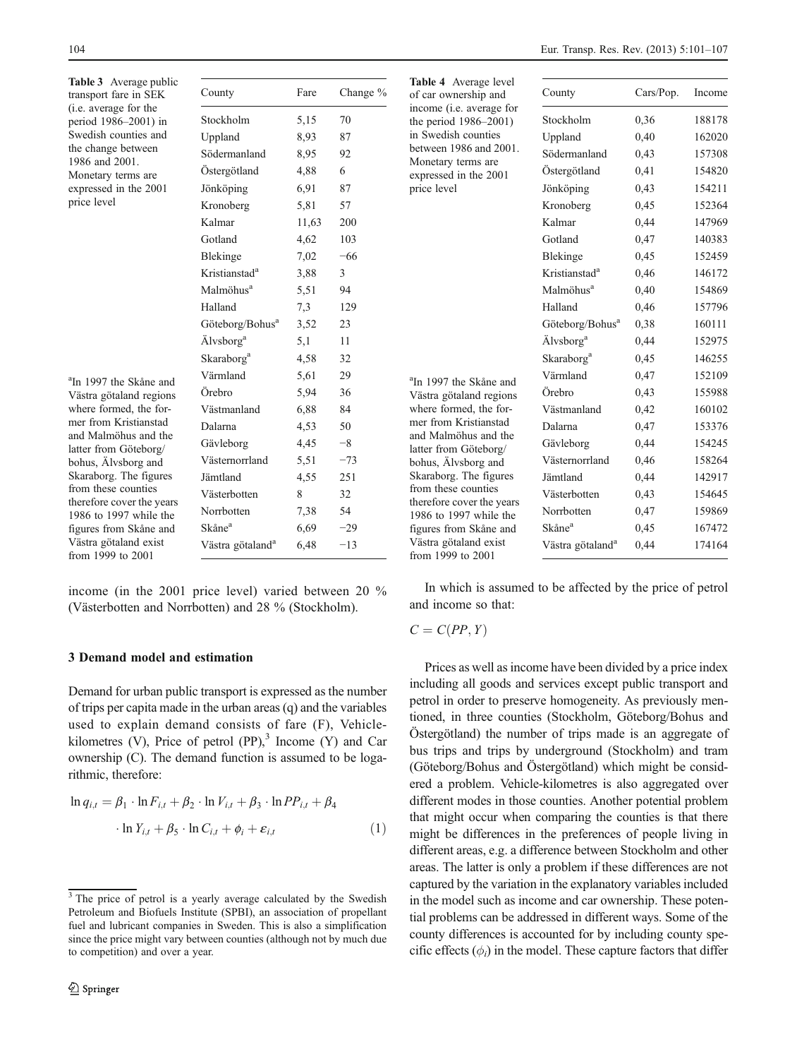**Table 3** Average public transport fare in SEK (i.e. average for the period 1986–2001) in Swedish counties and the change between 1986 and 2001. Monetary terms are expressed in the 2001 price level

| County | Fare | Change % |
|---|---|---|
| Stockholm | 5,15 | 70 |
| Uppland | 8,93 | 87 |
| Södermanland | 8,95 | 92 |
| Östergötland | 4,88 | 6 |
| Jönköping | 6,91 | 87 |
| Kronoberg | 5,81 | 57 |
| Kalmar | 11,63 | 200 |
| Gotland | 4,62 | 103 |
| Blekinge | 7,02 | −66 |
| Kristianstad[a] | 3,88 | 3 |
| Malmöhus[a] | 5,51 | 94 |
| Halland | 7,3 | 129 |
| Göteborg/Bohus[a] | 3,52 | 23 |
| Älvsborg[a] | 5,1 | 11 |
| Skaraborg[a] | 4,58 | 32 |
| Värmland | 5,61 | 29 |
| Örebro | 5,94 | 36 |
| Västmanland | 6,88 | 84 |
| Dalarna | 4,53 | 50 |
| Gävleborg | 4,45 | −8 |
| Västernorrland | 5,51 | −73 |
| Jämtland | 4,55 | 251 |
| Västerbotten | 8 | 32 |
| Norrbotten | 7,38 | 54 |
| Skåne[a] | 6,69 | −29 |
| Västra götaland[a] | 6,48 | −13 |

[a] In 1997 the Skåne and Västra götaland regions where formed, the former from Kristianstad and Malmöhus and the latter from Göteborg/bohus, Älvsborg and Skaraborg. The figures from these counties therefore cover the years 1986 to 1997 while the figures from Skåne and Västra götaland exist from 1999 to 2001

**Table 4** Average level of car ownership and income (i.e. average for the period 1986–2001) in Swedish counties between 1986 and 2001. Monetary terms are expressed in the 2001 price level

| County | Cars/Pop. | Income |
|---|---|---|
| Stockholm | 0,36 | 188178 |
| Uppland | 0,40 | 162020 |
| Södermanland | 0,43 | 157308 |
| Östergötland | 0,41 | 154820 |
| Jönköping | 0,43 | 154211 |
| Kronoberg | 0,45 | 152364 |
| Kalmar | 0,44 | 147969 |
| Gotland | 0,47 | 140383 |
| Blekinge | 0,45 | 152459 |
| Kristianstad[a] | 0,46 | 146172 |
| Malmöhus[a] | 0,40 | 154869 |
| Halland | 0,46 | 157796 |
| Göteborg/Bohus[a] | 0,38 | 160111 |
| Älvsborg[a] | 0,44 | 152975 |
| Skaraborg[a] | 0,45 | 146255 |
| Värmland | 0,47 | 152109 |
| Örebro | 0,43 | 155988 |
| Västmanland | 0,42 | 160102 |
| Dalarna | 0,47 | 153376 |
| Gävleborg | 0,44 | 154245 |
| Västernorrland | 0,46 | 158264 |
| Jämtland | 0,44 | 142917 |
| Västerbotten | 0,43 | 154645 |
| Norrbotten | 0,47 | 159869 |
| Skåne[a] | 0,45 | 167472 |
| Västra götaland[a] | 0,44 | 174164 |

[a] In 1997 the Skåne and Västra götaland regions where formed, the former from Kristianstad and Malmöhus and the latter from Göteborg/bohus, Älvsborg and Skaraborg. The figures from these counties therefore cover the years 1986 to 1997 while the figures from Skåne and Västra götaland exist from 1999 to 2001

income (in the 2001 price level) varied between 20 % (Västerbotten and Norrbotten) and 28 % (Stockholm).

### 3 Demand model and estimation

Demand for urban public transport is expressed as the number of trips per capita made in the urban areas (q) and the variables used to explain demand consists of fare (F), Vehicle-kilometres (V), Price of petrol (PP),[3] Income (Y) and Car ownership (C). The demand function is assumed to be logarithmic, therefore:

$$\ln q_{i,t} = \beta_1 \cdot \ln F_{i,t} + \beta_2 \cdot \ln V_{i,t} + \beta_3 \cdot \ln PP_{i,t} + \beta_4 \cdot \ln Y_{i,t} + \beta_5 \cdot \ln C_{i,t} + \phi_i + \varepsilon_{i,t} \tag{1}$$

In which is assumed to be affected by the price of petrol and income so that:

$$C = C(PP, Y)$$

Prices as well as income have been divided by a price index including all goods and services except public transport and petrol in order to preserve homogeneity. As previously mentioned, in three counties (Stockholm, Göteborg/Bohus and Östergötland) the number of trips made is an aggregate of bus trips and trips by underground (Stockholm) and tram (Göteborg/Bohus and Östergötland) which might be considered a problem. Vehicle-kilometres is also aggregated over different modes in those counties. Another potential problem that might occur when comparing the counties is that there might be differences in the preferences of people living in different areas, e.g. a difference between Stockholm and other areas. The latter is only a problem if these differences are not captured by the variation in the explanatory variables included in the model such as income and car ownership. These potential problems can be addressed in different ways. Some of the county differences is accounted for by including county specific effects ($\phi_i$) in the model. These capture factors that differ

[3] The price of petrol is a yearly average calculated by the Swedish Petroleum and Biofuels Institute (SPBI), an association of propellant fuel and lubricant companies in Sweden. This is also a simplification since the price might vary between counties (although not by much due to competition) and over a year.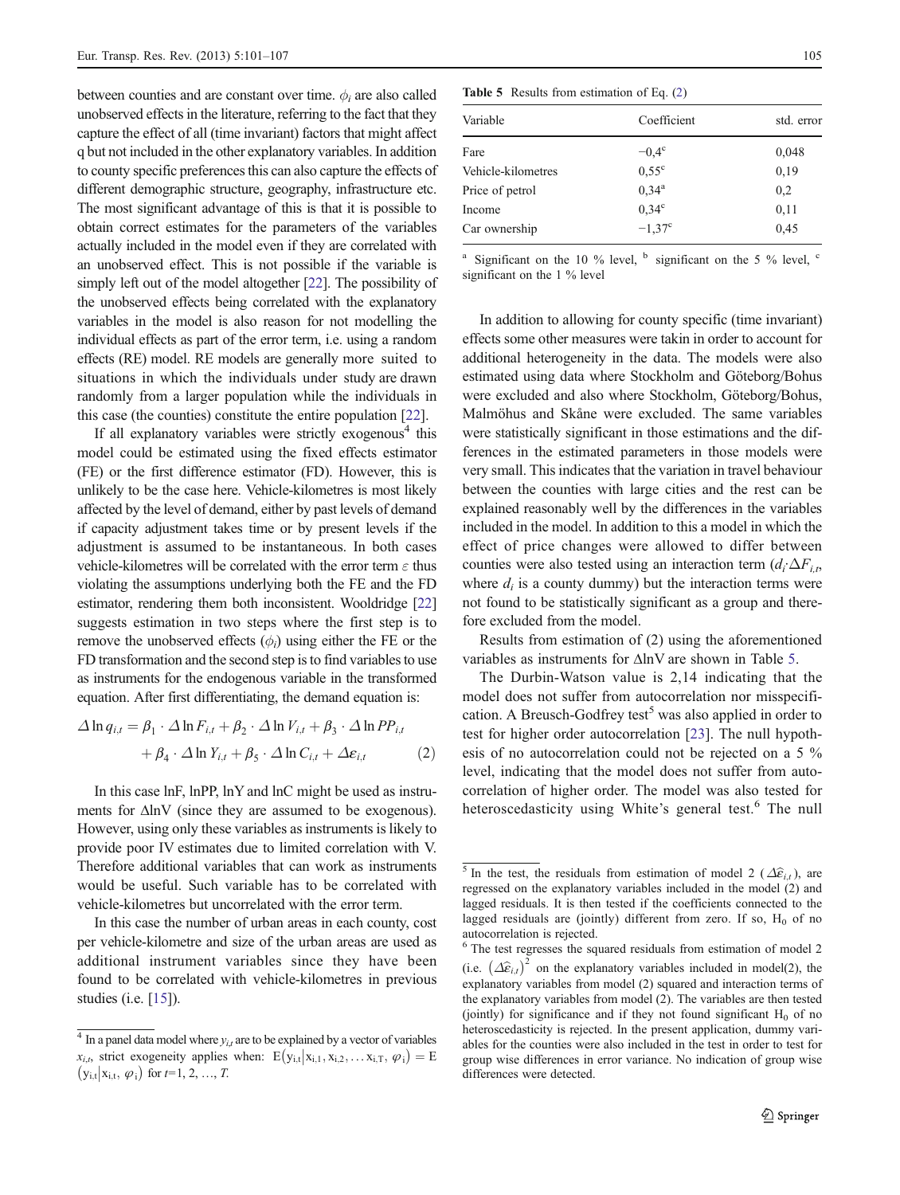between counties and are constant over time. $\phi_i$ are also called unobserved effects in the literature, referring to the fact that they capture the effect of all (time invariant) factors that might affect q but not included in the other explanatory variables. In addition to county specific preferences this can also capture the effects of different demographic structure, geography, infrastructure etc. The most significant advantage of this is that it is possible to obtain correct estimates for the parameters of the variables actually included in the model even if they are correlated with an unobserved effect. This is not possible if the variable is simply left out of the model altogether [22]. The possibility of the unobserved effects being correlated with the explanatory variables in the model is also reason for not modelling the individual effects as part of the error term, i.e. using a random effects (RE) model. RE models are generally more suited to situations in which the individuals under study are drawn randomly from a larger population while the individuals in this case (the counties) constitute the entire population [22].

If all explanatory variables were strictly exogenous[4] this model could be estimated using the fixed effects estimator (FE) or the first difference estimator (FD). However, this is unlikely to be the case here. Vehicle-kilometres is most likely affected by the level of demand, either by past levels of demand if capacity adjustment takes time or by present levels if the adjustment is assumed to be instantaneous. In both cases vehicle-kilometres will be correlated with the error term $\varepsilon$ thus violating the assumptions underlying both the FE and the FD estimator, rendering them both inconsistent. Wooldridge [22] suggests estimation in two steps where the first step is to remove the unobserved effects ($\phi_i$) using either the FE or the FD transformation and the second step is to find variables to use as instruments for the endogenous variable in the transformed equation. After first differentiating, the demand equation is:

$$\Delta \ln q_{i,t} = \beta_1 \cdot \Delta \ln F_{i,t} + \beta_2 \cdot \Delta \ln V_{i,t} + \beta_3 \cdot \Delta \ln PP_{i,t} + \beta_4 \cdot \Delta \ln Y_{i,t} + \beta_5 \cdot \Delta \ln C_{i,t} + \Delta \varepsilon_{i,t} \quad (2)$$

In this case lnF, lnPP, lnY and lnC might be used as instruments for ΔlnV (since they are assumed to be exogenous). However, using only these variables as instruments is likely to provide poor IV estimates due to limited correlation with V. Therefore additional variables that can work as instruments would be useful. Such variable has to be correlated with vehicle-kilometres but uncorrelated with the error term.

In this case the number of urban areas in each county, cost per vehicle-kilometre and size of the urban areas are used as additional instrument variables since they have been found to be correlated with vehicle-kilometres in previous studies (i.e. [15]).

**Table 5** Results from estimation of Eq. (2)

| Variable | Coefficient | std. error |
|---|---|---|
| Fare | −0,4[c] | 0,048 |
| Vehicle-kilometres | 0,55[c] | 0,19 |
| Price of petrol | 0,34[a] | 0,2 |
| Income | 0,34[c] | 0,11 |
| Car ownership | −1,37[c] | 0,45 |

[a] Significant on the 10 % level, [b] significant on the 5 % level, [c] significant on the 1 % level

In addition to allowing for county specific (time invariant) effects some other measures were takin in order to account for additional heterogeneity in the data. The models were also estimated using data where Stockholm and Göteborg/Bohus were excluded and also where Stockholm, Göteborg/Bohus, Malmöhus and Skåne were excluded. The same variables were statistically significant in those estimations and the differences in the estimated parameters in those models were very small. This indicates that the variation in travel behaviour between the counties with large cities and the rest can be explained reasonably well by the differences in the variables included in the model. In addition to this a model in which the effect of price changes were allowed to differ between counties were also tested using an interaction term ($d_i \cdot \Delta F_{i,t}$, where $d_i$ is a county dummy) but the interaction terms were not found to be statistically significant as a group and therefore excluded from the model.

Results from estimation of (2) using the aforementioned variables as instruments for ΔlnV are shown in Table 5.

The Durbin-Watson value is 2,14 indicating that the model does not suffer from autocorrelation nor misspecification. A Breusch-Godfrey test[5] was also applied in order to test for higher order autocorrelation [23]. The null hypothesis of no autocorrelation could not be rejected on a 5 % level, indicating that the model does not suffer from autocorrelation of higher order. The model was also tested for heteroscedasticity using White's general test.[6] The null

[4] In a panel data model where $y_{i,t}$ are to be explained by a vector of variables $x_{i,t}$, strict exogeneity applies when: $E(y_{i,t}|x_{i,1}, x_{i,2}, \ldots x_{i,T}, \varphi_i) = E(y_{i,t}|x_{i,t}, \varphi_i)$ for $t$=1, 2, …, $T$.

[5] In the test, the residuals from estimation of model 2 ($\Delta\hat{\varepsilon}_{i,t}$), are regressed on the explanatory variables included in the model (2) and lagged residuals. It is then tested if the coefficients connected to the lagged residuals are (jointly) different from zero. If so, $H_0$ of no autocorrelation is rejected.

[6] The test regresses the squared residuals from estimation of model 2 (i.e. $(\Delta\hat{\varepsilon}_{i,t})^2$ on the explanatory variables included in model(2), the explanatory variables from model (2) squared and interaction terms of the explanatory variables from model (2). The variables are then tested (jointly) for significance and if they not found significant $H_0$ of no heteroscedasticity is rejected. In the present application, dummy variables for the counties were also included in the test in order to test for group wise differences in error variance. No indication of group wise differences were detected.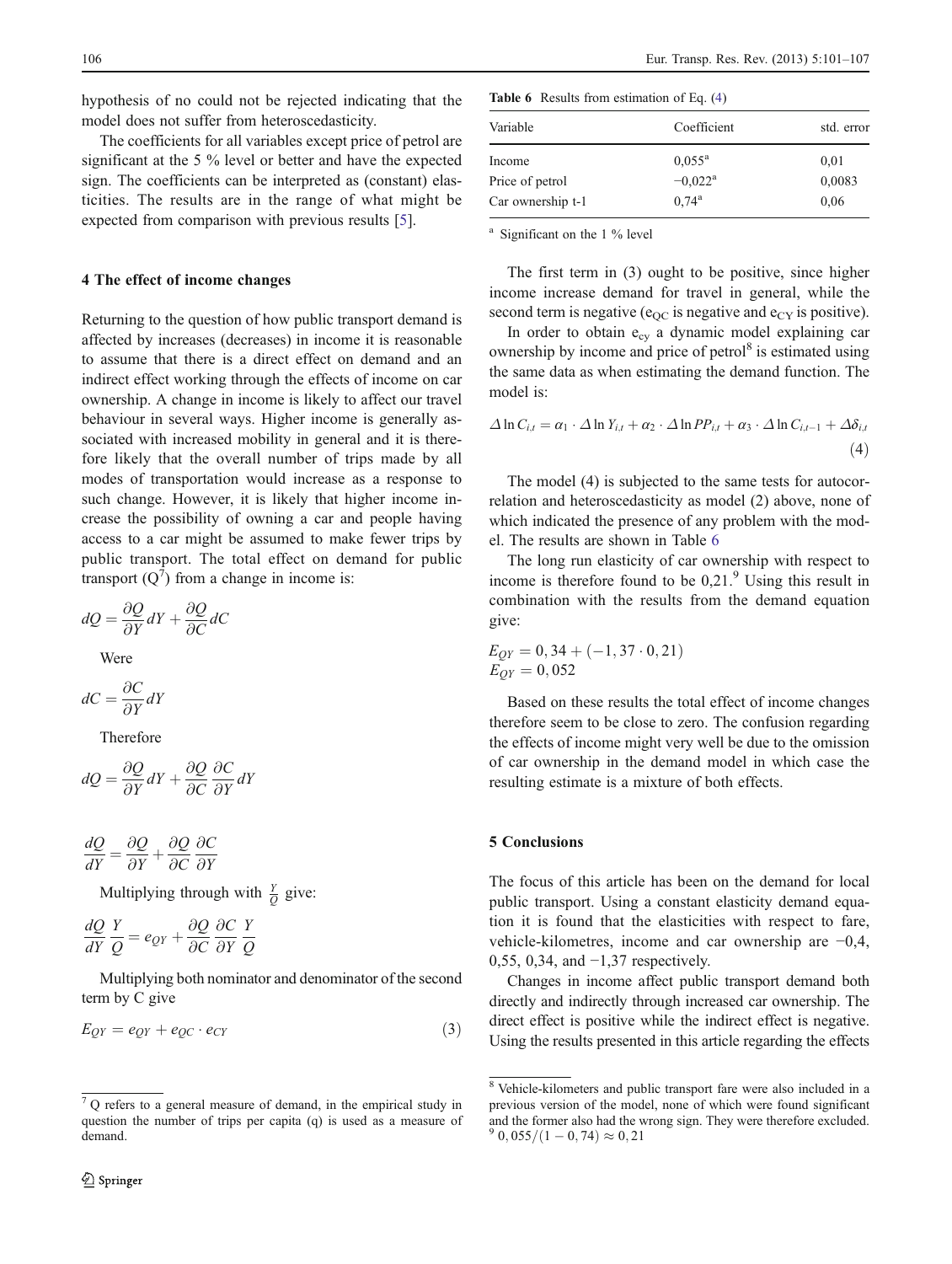hypothesis of no could not be rejected indicating that the model does not suffer from heteroscedasticity.

The coefficients for all variables except price of petrol are significant at the 5 % level or better and have the expected sign. The coefficients can be interpreted as (constant) elasticities. The results are in the range of what might be expected from comparison with previous results [5].

## 4 The effect of income changes

Returning to the question of how public transport demand is affected by increases (decreases) in income it is reasonable to assume that there is a direct effect on demand and an indirect effect working through the effects of income on car ownership. A change in income is likely to affect our travel behaviour in several ways. Higher income is generally associated with increased mobility in general and it is therefore likely that the overall number of trips made by all modes of transportation would increase as a response to such change. However, it is likely that higher income increase the possibility of owning a car and people having access to a car might be assumed to make fewer trips by public transport. The total effect on demand for public transport (Q[7]) from a change in income is:

$$dQ = \frac{\partial Q}{\partial Y}dY + \frac{\partial Q}{\partial C}dC$$

Were

$$dC = \frac{\partial C}{\partial Y}dY$$

Therefore

$$dQ = \frac{\partial Q}{\partial Y}dY + \frac{\partial Q}{\partial C}\frac{\partial C}{\partial Y}dY$$

$$\frac{dQ}{dY} = \frac{\partial Q}{\partial Y} + \frac{\partial Q}{\partial C}\frac{\partial C}{\partial Y}$$

Multiplying through with $\frac{Y}{Q}$ give:

$$\frac{dQ}{dY}\frac{Y}{Q} = e_{QY} + \frac{\partial Q}{\partial C}\frac{\partial C}{\partial Y}\frac{Y}{Q}$$

Multiplying both nominator and denominator of the second term by C give

$$E_{QY} = e_{QY} + e_{QC} \cdot e_{CY} \tag{3}$$

The first term in (3) ought to be positive, since higher income increase demand for travel in general, while the second term is negative ($e_{QC}$ is negative and $e_{CY}$ is positive).

In order to obtain $e_{cy}$ a dynamic model explaining car ownership by income and price of petrol[8] is estimated using the same data as when estimating the demand function. The model is:

$$\Delta \ln C_{i,t} = \alpha_1 \cdot \Delta \ln Y_{i,t} + \alpha_2 \cdot \Delta \ln PP_{i,t} + \alpha_3 \cdot \Delta \ln C_{i,t-1} + \Delta\delta_{i,t} \tag{4}$$

The model (4) is subjected to the same tests for autocorrelation and heteroscedasticity as model (2) above, none of which indicated the presence of any problem with the model. The results are shown in Table 6

**Table 6** Results from estimation of Eq. (4)

| Variable | Coefficient | std. error |
|---|---|---|
| Income | 0,055[a] | 0,01 |
| Price of petrol | −0,022[a] | 0,0083 |
| Car ownership t-1 | 0,74[a] | 0,06 |

[a] Significant on the 1 % level

The long run elasticity of car ownership with respect to income is therefore found to be 0,21.[9] Using this result in combination with the results from the demand equation give:

$$E_{QY} = 0,34 + (-1,37 \cdot 0,21)$$
$$E_{QY} = 0,052$$

Based on these results the total effect of income changes therefore seem to be close to zero. The confusion regarding the effects of income might very well be due to the omission of car ownership in the demand model in which case the resulting estimate is a mixture of both effects.

## 5 Conclusions

The focus of this article has been on the demand for local public transport. Using a constant elasticity demand equation it is found that the elasticities with respect to fare, vehicle-kilometres, income and car ownership are −0,4, 0,55, 0,34, and −1,37 respectively.

Changes in income affect public transport demand both directly and indirectly through increased car ownership. The direct effect is positive while the indirect effect is negative. Using the results presented in this article regarding the effects

---

[7] Q refers to a general measure of demand, in the empirical study in question the number of trips per capita (q) is used as a measure of demand.

[8] Vehicle-kilometers and public transport fare were also included in a previous version of the model, none of which were found significant and the former also had the wrong sign. They were therefore excluded.

[9] $0,055/(1-0,74) \approx 0,21$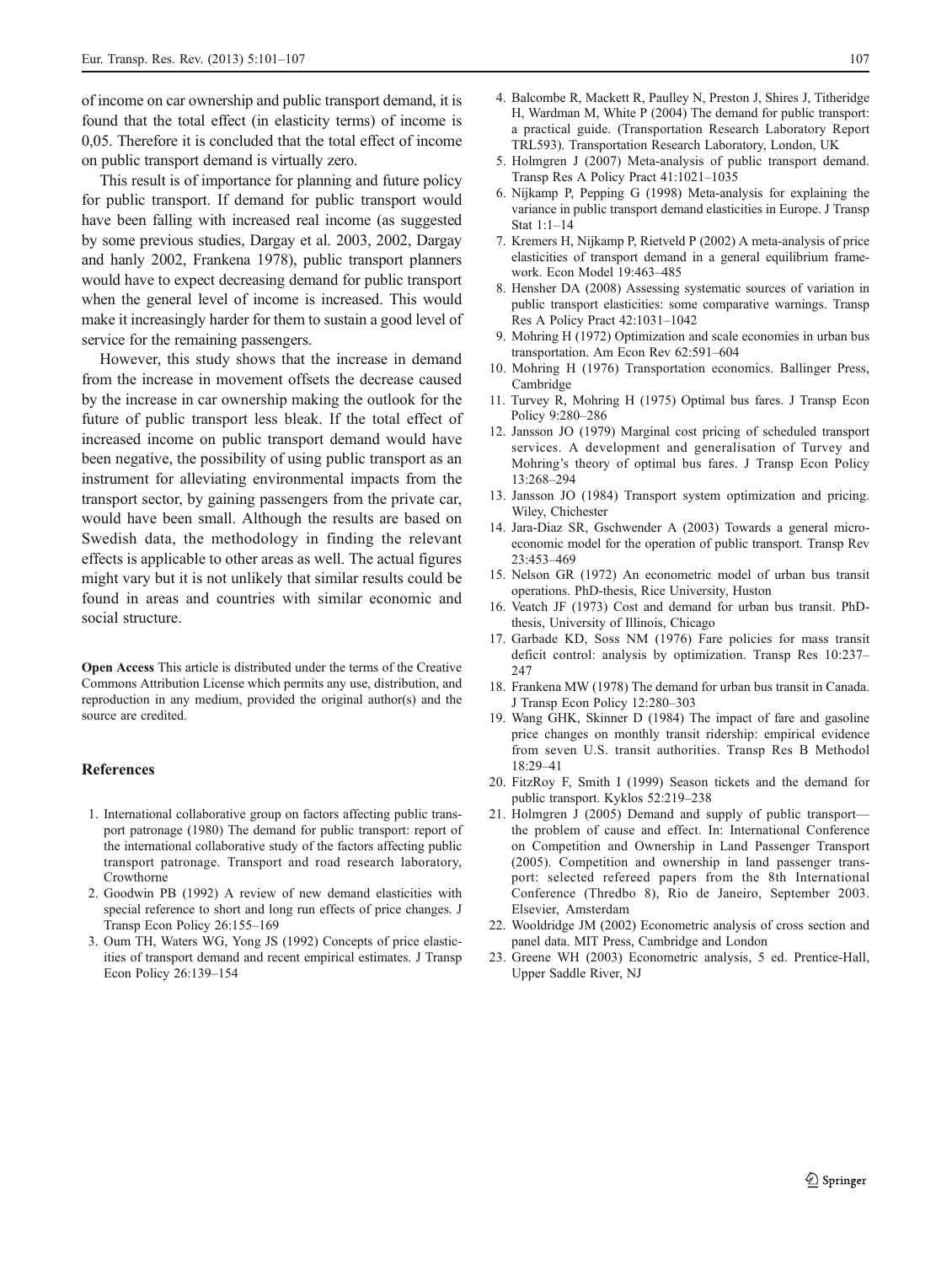of income on car ownership and public transport demand, it is found that the total effect (in elasticity terms) of income is 0,05. Therefore it is concluded that the total effect of income on public transport demand is virtually zero.

This result is of importance for planning and future policy for public transport. If demand for public transport would have been falling with increased real income (as suggested by some previous studies, Dargay et al. 2003, 2002, Dargay and hanly 2002, Frankena 1978), public transport planners would have to expect decreasing demand for public transport when the general level of income is increased. This would make it increasingly harder for them to sustain a good level of service for the remaining passengers.

However, this study shows that the increase in demand from the increase in movement offsets the decrease caused by the increase in car ownership making the outlook for the future of public transport less bleak. If the total effect of increased income on public transport demand would have been negative, the possibility of using public transport as an instrument for alleviating environmental impacts from the transport sector, by gaining passengers from the private car, would have been small. Although the results are based on Swedish data, the methodology in finding the relevant effects is applicable to other areas as well. The actual figures might vary but it is not unlikely that similar results could be found in areas and countries with similar economic and social structure.

**Open Access** This article is distributed under the terms of the Creative Commons Attribution License which permits any use, distribution, and reproduction in any medium, provided the original author(s) and the source are credited.

## References

1. International collaborative group on factors affecting public transport patronage (1980) The demand for public transport: report of the international collaborative study of the factors affecting public transport patronage. Transport and road research laboratory, Crowthorne
2. Goodwin PB (1992) A review of new demand elasticities with special reference to short and long run effects of price changes. J Transp Econ Policy 26:155–169
3. Oum TH, Waters WG, Yong JS (1992) Concepts of price elasticities of transport demand and recent empirical estimates. J Transp Econ Policy 26:139–154
4. Balcombe R, Mackett R, Paulley N, Preston J, Shires J, Titheridge H, Wardman M, White P (2004) The demand for public transport: a practical guide. (Transportation Research Laboratory Report TRL593). Transportation Research Laboratory, London, UK
5. Holmgren J (2007) Meta-analysis of public transport demand. Transp Res A Policy Pract 41:1021–1035
6. Nijkamp P, Pepping G (1998) Meta-analysis for explaining the variance in public transport demand elasticities in Europe. J Transp Stat 1:1–14
7. Kremers H, Nijkamp P, Rietveld P (2002) A meta-analysis of price elasticities of transport demand in a general equilibrium framework. Econ Model 19:463–485
8. Hensher DA (2008) Assessing systematic sources of variation in public transport elasticities: some comparative warnings. Transp Res A Policy Pract 42:1031–1042
9. Mohring H (1972) Optimization and scale economies in urban bus transportation. Am Econ Rev 62:591–604
10. Mohring H (1976) Transportation economics. Ballinger Press, Cambridge
11. Turvey R, Mohring H (1975) Optimal bus fares. J Transp Econ Policy 9:280–286
12. Jansson JO (1979) Marginal cost pricing of scheduled transport services. A development and generalisation of Turvey and Mohring's theory of optimal bus fares. J Transp Econ Policy 13:268–294
13. Jansson JO (1984) Transport system optimization and pricing. Wiley, Chichester
14. Jara-Diaz SR, Gschwender A (2003) Towards a general microeconomic model for the operation of public transport. Transp Rev 23:453–469
15. Nelson GR (1972) An econometric model of urban bus transit operations. PhD-thesis, Rice University, Huston
16. Veatch JF (1973) Cost and demand for urban bus transit. PhD-thesis, University of Illinois, Chicago
17. Garbade KD, Soss NM (1976) Fare policies for mass transit deficit control: analysis by optimization. Transp Res 10:237–247
18. Frankena MW (1978) The demand for urban bus transit in Canada. J Transp Econ Policy 12:280–303
19. Wang GHK, Skinner D (1984) The impact of fare and gasoline price changes on monthly transit ridership: empirical evidence from seven U.S. transit authorities. Transp Res B Methodol 18:29–41
20. FitzRoy F, Smith I (1999) Season tickets and the demand for public transport. Kyklos 52:219–238
21. Holmgren J (2005) Demand and supply of public transport—the problem of cause and effect. In: International Conference on Competition and Ownership in Land Passenger Transport (2005). Competition and ownership in land passenger transport: selected refereed papers from the 8th International Conference (Thredbo 8), Rio de Janeiro, September 2003. Elsevier, Amsterdam
22. Wooldridge JM (2002) Econometric analysis of cross section and panel data. MIT Press, Cambridge and London
23. Greene WH (2003) Econometric analysis, 5 ed. Prentice-Hall, Upper Saddle River, NJ